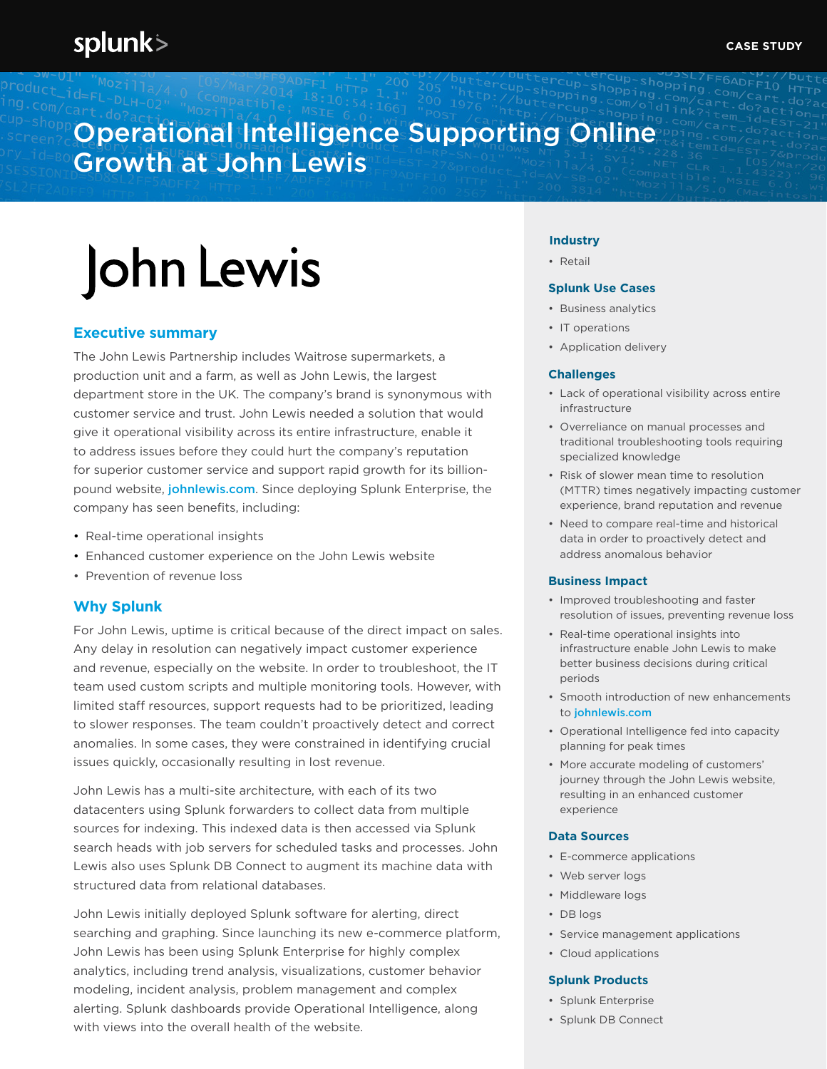CASE STUDY

# Operational Intelligence Supporting Online Growth at John Lewis

John Lewis

## Executive summary

The John Lewis Partnership includes Waitrose supermarkets, a production unit and a farm, as well as John Lewis, the largest department store in the UK. The company's brand is synonymous with customer service and trust. John Lewis needed a solution that would give it operational visibility across its entire infrastructure, enable it to address issues before they could hurt the company's reputation for superior customer service and support rapid growth for its billion-pound website, johnlewis.com. Since deploying Splunk Enterprise, the company has seen benefits, including:

- Real-time operational insights
- Enhanced customer experience on the John Lewis website
- Prevention of revenue loss

## Why Splunk

For John Lewis, uptime is critical because of the direct impact on sales. Any delay in resolution can negatively impact customer experience and revenue, especially on the website. In order to troubleshoot, the IT team used custom scripts and multiple monitoring tools. However, with limited staff resources, support requests had to be prioritized, leading to slower responses. The team couldn't proactively detect and correct anomalies. In some cases, they were constrained in identifying crucial issues quickly, occasionally resulting in lost revenue.

John Lewis has a multi-site architecture, with each of its two datacenters using Splunk forwarders to collect data from multiple sources for indexing. This indexed data is then accessed via Splunk search heads with job servers for scheduled tasks and processes. John Lewis also uses Splunk DB Connect to augment its machine data with structured data from relational databases.

John Lewis initially deployed Splunk software for alerting, direct searching and graphing. Since launching its new e-commerce platform, John Lewis has been using Splunk Enterprise for highly complex analytics, including trend analysis, visualizations, customer behavior modeling, incident analysis, problem management and complex alerting. Splunk dashboards provide Operational Intelligence, along with views into the overall health of the website.

### Industry

- Retail

### Splunk Use Cases

- Business analytics
- IT operations
- Application delivery

### Challenges

- Lack of operational visibility across entire infrastructure
- Overreliance on manual processes and traditional troubleshooting tools requiring specialized knowledge
- Risk of slower mean time to resolution (MTTR) times negatively impacting customer experience, brand reputation and revenue
- Need to compare real-time and historical data in order to proactively detect and address anomalous behavior

### Business Impact

- Improved troubleshooting and faster resolution of issues, preventing revenue loss
- Real-time operational insights into infrastructure enable John Lewis to make better business decisions during critical periods
- Smooth introduction of new enhancements to johnlewis.com
- Operational Intelligence fed into capacity planning for peak times
- More accurate modeling of customers' journey through the John Lewis website, resulting in an enhanced customer experience

### Data Sources

- E-commerce applications
- Web server logs
- Middleware logs
- DB logs
- Service management applications
- Cloud applications

### Splunk Products

- Splunk Enterprise
- Splunk DB Connect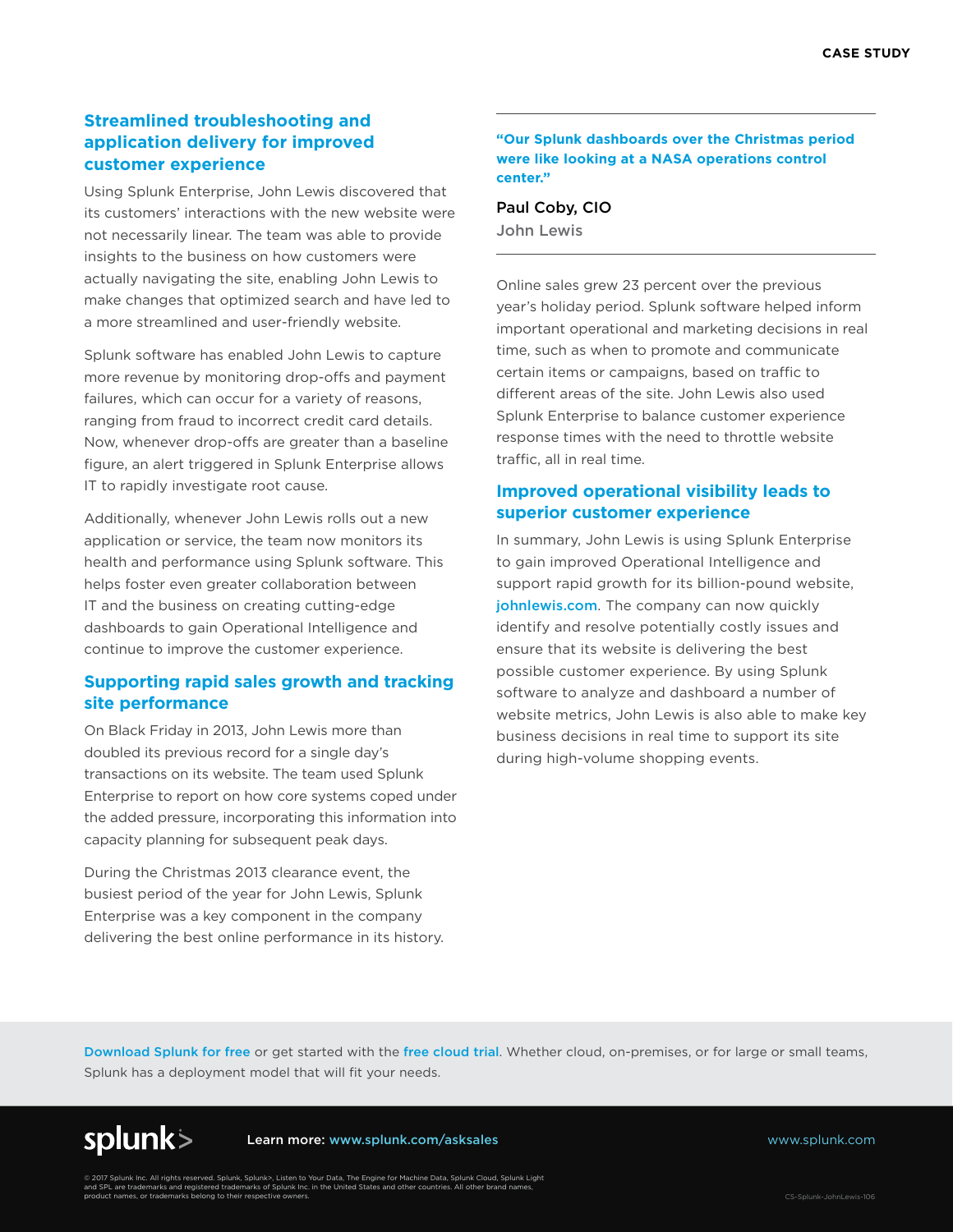## Streamlined troubleshooting and application delivery for improved customer experience

Using Splunk Enterprise, John Lewis discovered that its customers' interactions with the new website were not necessarily linear. The team was able to provide insights to the business on how customers were actually navigating the site, enabling John Lewis to make changes that optimized search and have led to a more streamlined and user-friendly website.

Splunk software has enabled John Lewis to capture more revenue by monitoring drop-offs and payment failures, which can occur for a variety of reasons, ranging from fraud to incorrect credit card details. Now, whenever drop-offs are greater than a baseline figure, an alert triggered in Splunk Enterprise allows IT to rapidly investigate root cause.

Additionally, whenever John Lewis rolls out a new application or service, the team now monitors its health and performance using Splunk software. This helps foster even greater collaboration between IT and the business on creating cutting-edge dashboards to gain Operational Intelligence and continue to improve the customer experience.

## Supporting rapid sales growth and tracking site performance

On Black Friday in 2013, John Lewis more than doubled its previous record for a single day's transactions on its website. The team used Splunk Enterprise to report on how core systems coped under the added pressure, incorporating this information into capacity planning for subsequent peak days.

During the Christmas 2013 clearance event, the busiest period of the year for John Lewis, Splunk Enterprise was a key component in the company delivering the best online performance in its history.

**"Our Splunk dashboards over the Christmas period were like looking at a NASA operations control center."**

Paul Coby, CIO
John Lewis

Online sales grew 23 percent over the previous year's holiday period. Splunk software helped inform important operational and marketing decisions in real time, such as when to promote and communicate certain items or campaigns, based on traffic to different areas of the site. John Lewis also used Splunk Enterprise to balance customer experience response times with the need to throttle website traffic, all in real time.

## Improved operational visibility leads to superior customer experience

In summary, John Lewis is using Splunk Enterprise to gain improved Operational Intelligence and support rapid growth for its billion-pound website, johnlewis.com. The company can now quickly identify and resolve potentially costly issues and ensure that its website is delivering the best possible customer experience. By using Splunk software to analyze and dashboard a number of website metrics, John Lewis is also able to make key business decisions in real time to support its site during high-volume shopping events.

Download Splunk for free or get started with the free cloud trial. Whether cloud, on-premises, or for large or small teams, Splunk has a deployment model that will fit your needs.

splunk>

Learn more: www.splunk.com/asksales

www.splunk.com

© 2017 Splunk Inc. All rights reserved. Splunk, Splunk>, Listen to Your Data, The Engine for Machine Data, Splunk Cloud, Splunk Light and SPL are trademarks and registered trademarks of Splunk Inc. in the United States and other countries. All other brand names, product names, or trademarks belong to their respective owners.

CS-Splunk-JohnLewis-106